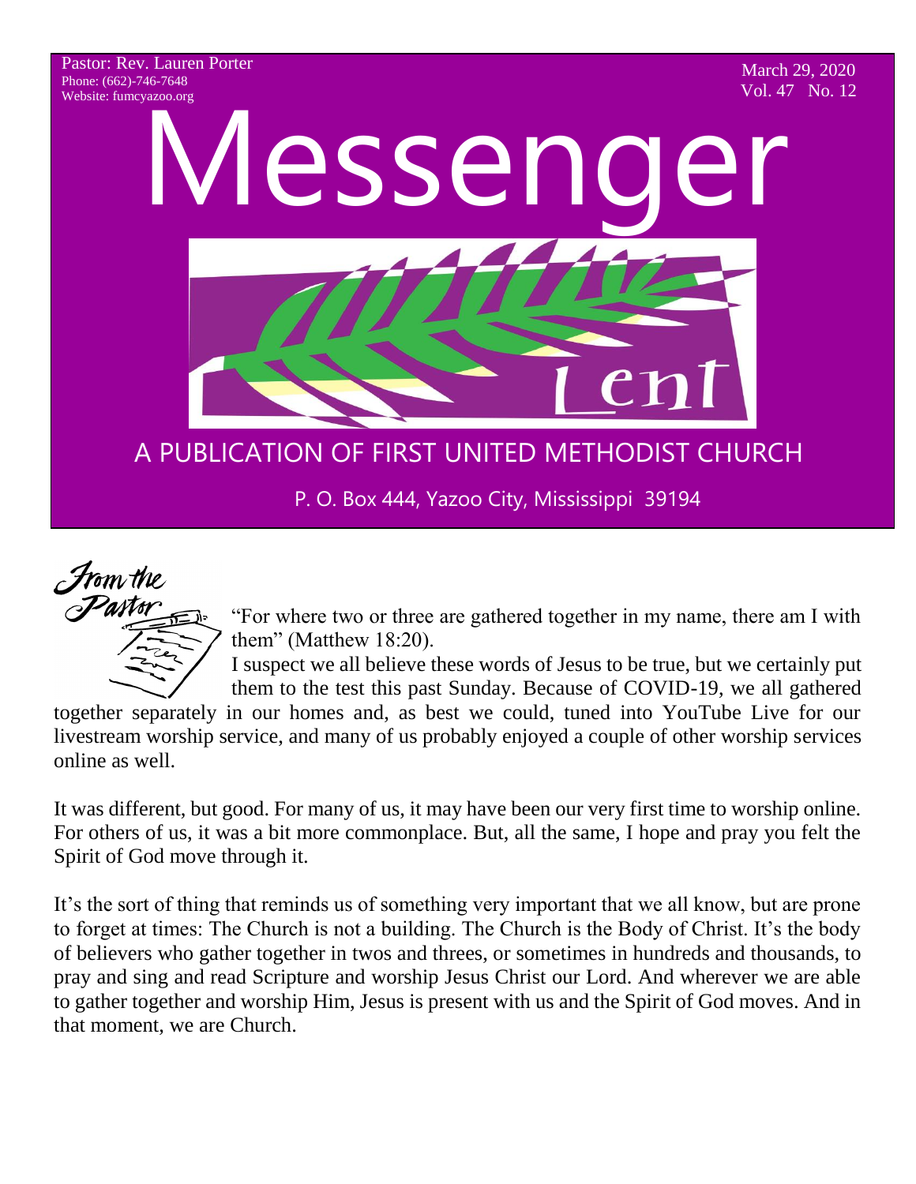Pastor: Rev. Lauren Porter
Phone: (662)-746-7648
Website: fumcyazoo.org

March 29, 2020
Vol. 47 No. 12

# Messenger

Lent

## A PUBLICATION OF FIRST UNITED METHODIST CHURCH

P. O. Box 444, Yazoo City, Mississippi 39194

### From the Pastor

"For where two or three are gathered together in my name, there am I with them" (Matthew 18:20).

I suspect we all believe these words of Jesus to be true, but we certainly put them to the test this past Sunday. Because of COVID-19, we all gathered together separately in our homes and, as best we could, tuned into YouTube Live for our livestream worship service, and many of us probably enjoyed a couple of other worship services online as well.

It was different, but good. For many of us, it may have been our very first time to worship online. For others of us, it was a bit more commonplace. But, all the same, I hope and pray you felt the Spirit of God move through it.

It's the sort of thing that reminds us of something very important that we all know, but are prone to forget at times: The Church is not a building. The Church is the Body of Christ. It's the body of believers who gather together in twos and threes, or sometimes in hundreds and thousands, to pray and sing and read Scripture and worship Jesus Christ our Lord. And wherever we are able to gather together and worship Him, Jesus is present with us and the Spirit of God moves. And in that moment, we are Church.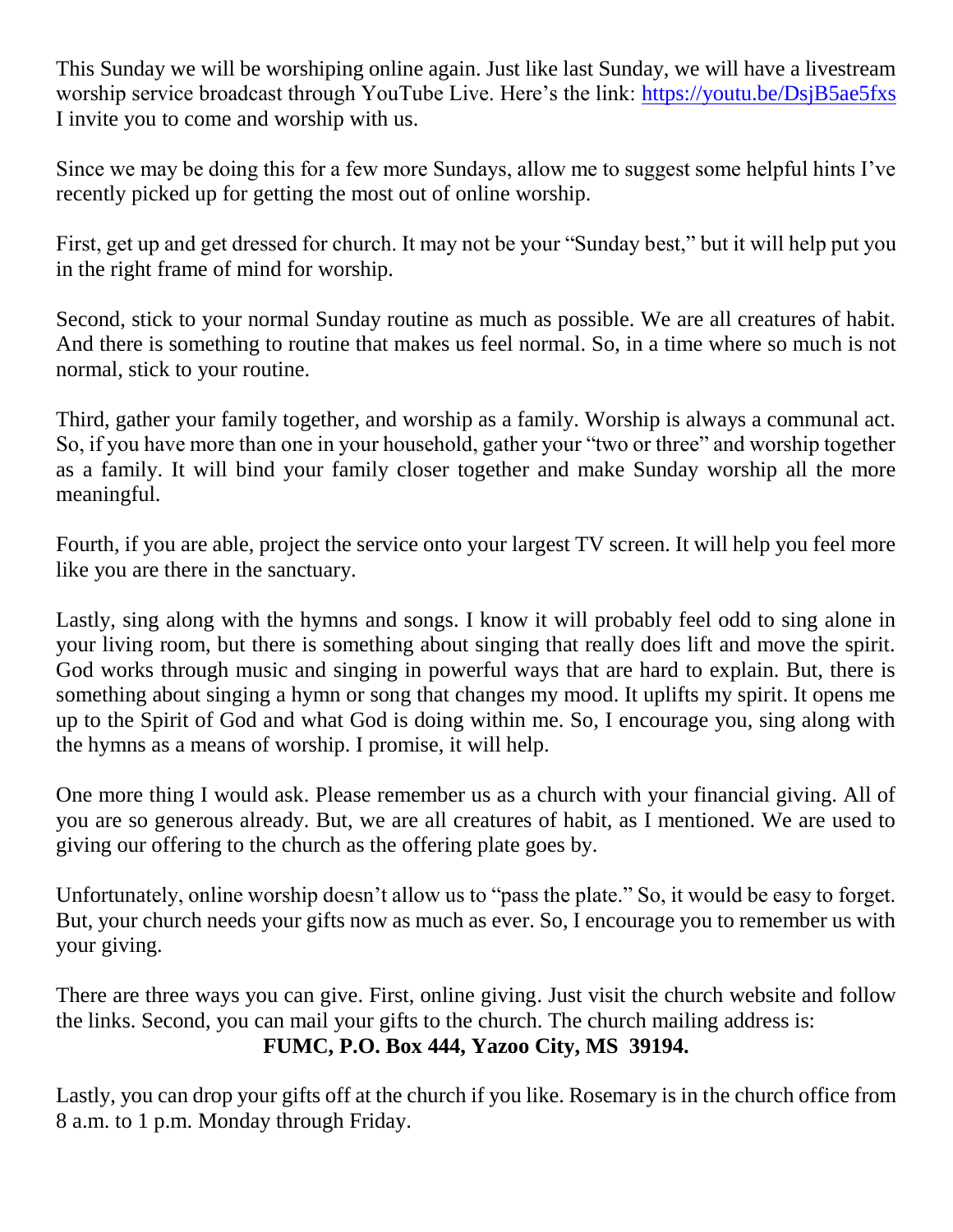This Sunday we will be worshiping online again. Just like last Sunday, we will have a livestream worship service broadcast through YouTube Live. Here's the link: https://youtu.be/DsjB5ae5fxs I invite you to come and worship with us.

Since we may be doing this for a few more Sundays, allow me to suggest some helpful hints I've recently picked up for getting the most out of online worship.

First, get up and get dressed for church. It may not be your "Sunday best," but it will help put you in the right frame of mind for worship.

Second, stick to your normal Sunday routine as much as possible. We are all creatures of habit. And there is something to routine that makes us feel normal. So, in a time where so much is not normal, stick to your routine.

Third, gather your family together, and worship as a family. Worship is always a communal act. So, if you have more than one in your household, gather your "two or three" and worship together as a family. It will bind your family closer together and make Sunday worship all the more meaningful.

Fourth, if you are able, project the service onto your largest TV screen. It will help you feel more like you are there in the sanctuary.

Lastly, sing along with the hymns and songs. I know it will probably feel odd to sing alone in your living room, but there is something about singing that really does lift and move the spirit. God works through music and singing in powerful ways that are hard to explain. But, there is something about singing a hymn or song that changes my mood. It uplifts my spirit. It opens me up to the Spirit of God and what God is doing within me. So, I encourage you, sing along with the hymns as a means of worship. I promise, it will help.

One more thing I would ask. Please remember us as a church with your financial giving. All of you are so generous already. But, we are all creatures of habit, as I mentioned. We are used to giving our offering to the church as the offering plate goes by.

Unfortunately, online worship doesn't allow us to "pass the plate." So, it would be easy to forget. But, your church needs your gifts now as much as ever. So, I encourage you to remember us with your giving.

There are three ways you can give. First, online giving. Just visit the church website and follow the links. Second, you can mail your gifts to the church. The church mailing address is:

**FUMC, P.O. Box 444, Yazoo City, MS 39194.**

Lastly, you can drop your gifts off at the church if you like. Rosemary is in the church office from 8 a.m. to 1 p.m. Monday through Friday.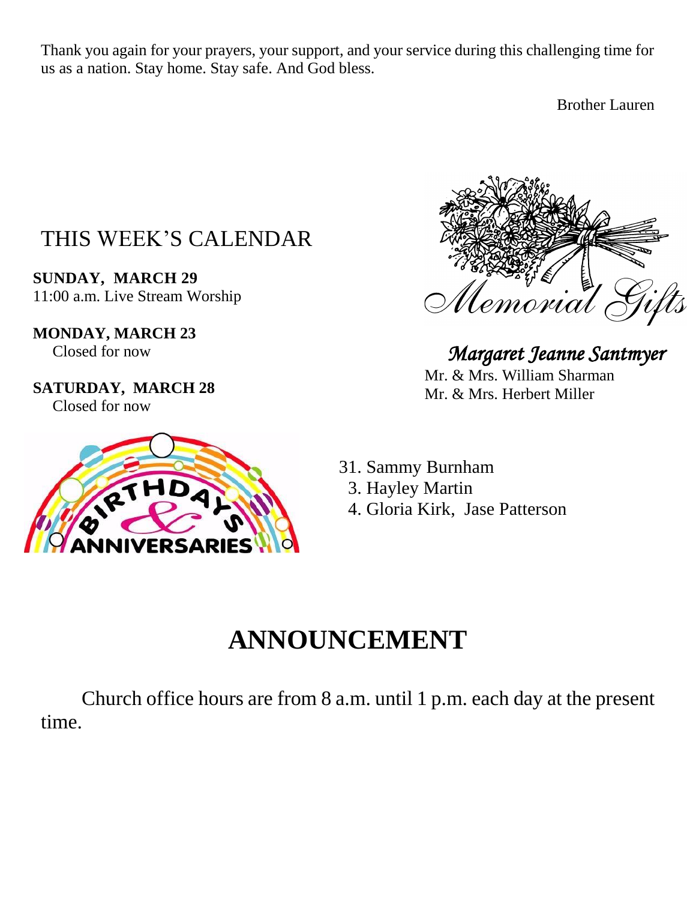Thank you again for your prayers, your support, and your service during this challenging time for us as a nation. Stay home. Stay safe. And God bless.

Brother Lauren

## THIS WEEK'S CALENDAR

**SUNDAY, MARCH 29**
11:00 a.m. Live Stream Worship

**MONDAY, MARCH 23**
Closed for now

**SATURDAY, MARCH 28**
Closed for now

## Memorial Gifts

*Margaret Jeanne Santmyer*
Mr. & Mrs. William Sharman
Mr. & Mrs. Herbert Miller

## Birthdays & Anniversaries

31. Sammy Burnham
3. Hayley Martin
4. Gloria Kirk, Jase Patterson

# ANNOUNCEMENT

Church office hours are from 8 a.m. until 1 p.m. each day at the present time.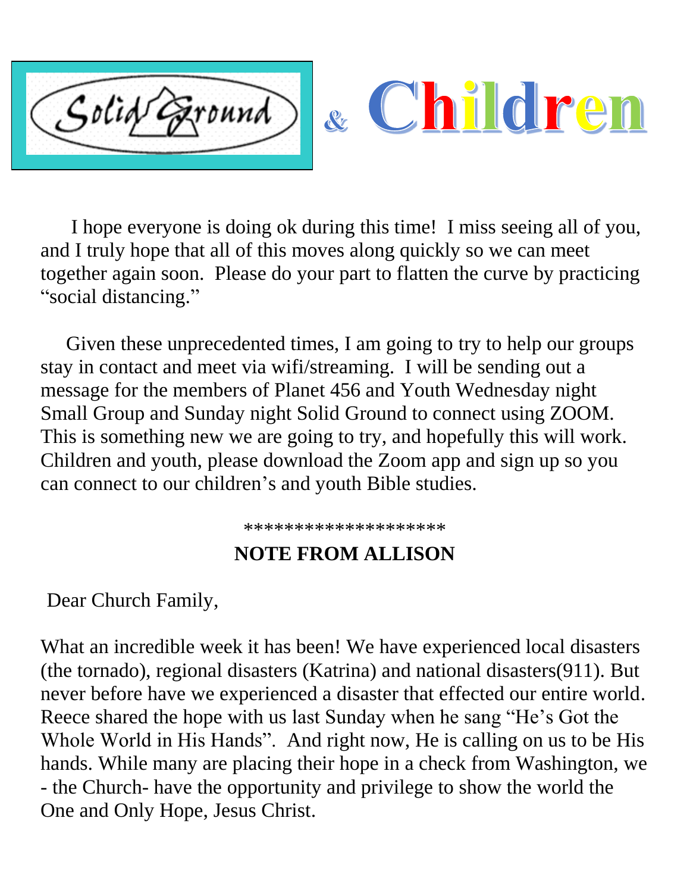# Solid Ground & Children

I hope everyone is doing ok during this time! I miss seeing all of you, and I truly hope that all of this moves along quickly so we can meet together again soon. Please do your part to flatten the curve by practicing "social distancing."

Given these unprecedented times, I am going to try to help our groups stay in contact and meet via wifi/streaming. I will be sending out a message for the members of Planet 456 and Youth Wednesday night Small Group and Sunday night Solid Ground to connect using ZOOM. This is something new we are going to try, and hopefully this will work. Children and youth, please download the Zoom app and sign up so you can connect to our children's and youth Bible studies.

*******************

## NOTE FROM ALLISON

Dear Church Family,

What an incredible week it has been! We have experienced local disasters (the tornado), regional disasters (Katrina) and national disasters(911). But never before have we experienced a disaster that effected our entire world. Reece shared the hope with us last Sunday when he sang "He's Got the Whole World in His Hands". And right now, He is calling on us to be His hands. While many are placing their hope in a check from Washington, we - the Church- have the opportunity and privilege to show the world the One and Only Hope, Jesus Christ.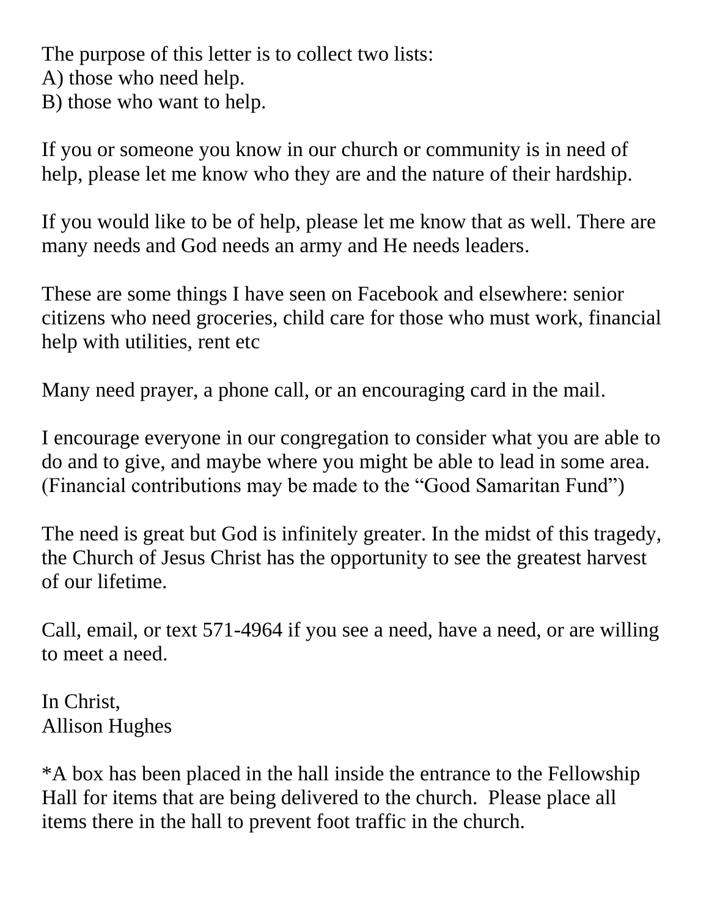The purpose of this letter is to collect two lists:
A) those who need help.
B) those who want to help.

If you or someone you know in our church or community is in need of help, please let me know who they are and the nature of their hardship.

If you would like to be of help, please let me know that as well. There are many needs and God needs an army and He needs leaders.

These are some things I have seen on Facebook and elsewhere: senior citizens who need groceries, child care for those who must work, financial help with utilities, rent etc

Many need prayer, a phone call, or an encouraging card in the mail.

I encourage everyone in our congregation to consider what you are able to do and to give, and maybe where you might be able to lead in some area. (Financial contributions may be made to the "Good Samaritan Fund")

The need is great but God is infinitely greater. In the midst of this tragedy, the Church of Jesus Christ has the opportunity to see the greatest harvest of our lifetime.

Call, email, or text 571-4964 if you see a need, have a need, or are willing to meet a need.

In Christ,
Allison Hughes

*A box has been placed in the hall inside the entrance to the Fellowship Hall for items that are being delivered to the church. Please place all items there in the hall to prevent foot traffic in the church.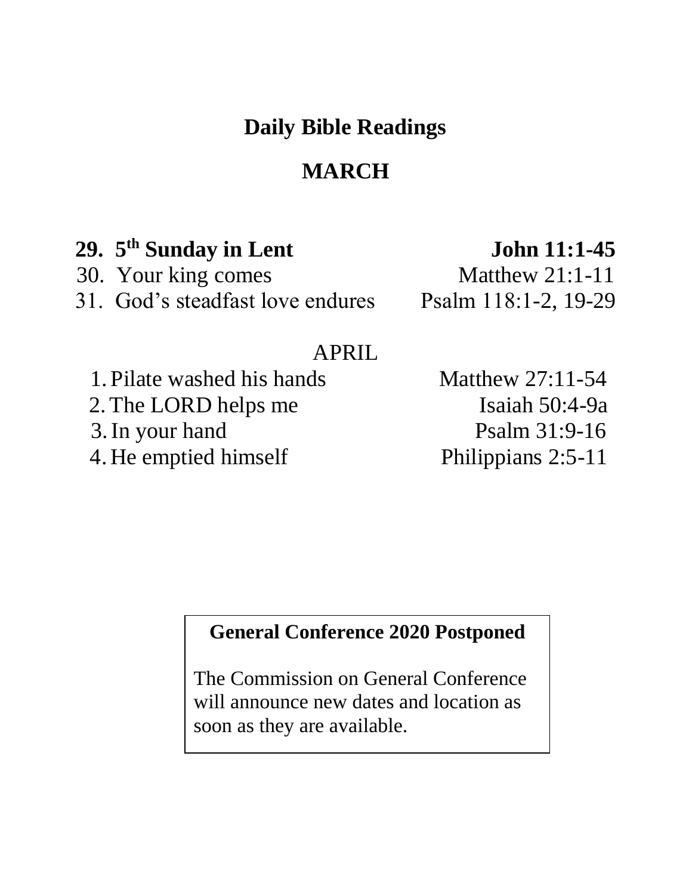## Daily Bible Readings

## MARCH

| | | |
|---|---|---|
| **29.** | **5th Sunday in Lent** | **John 11:1-45** |
| 30. | Your king comes | Matthew 21:1-11 |
| 31. | God's steadfast love endures | Psalm 118:1-2, 19-29 |

APRIL

| | | |
|---|---|---|
| 1. | Pilate washed his hands | Matthew 27:11-54 |
| 2. | The LORD helps me | Isaiah 50:4-9a |
| 3. | In your hand | Psalm 31:9-16 |
| 4. | He emptied himself | Philippians 2:5-11 |

**General Conference 2020 Postponed**

The Commission on General Conference will announce new dates and location as soon as they are available.